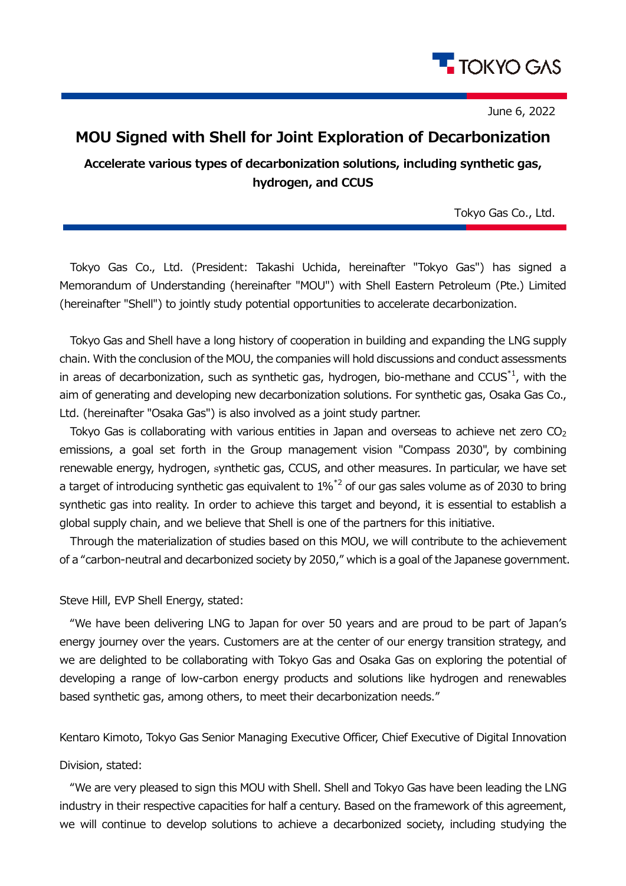June 6, 2022

# MOU Signed with Shell for Joint Exploration of Decarbonization

## Accelerate various types of decarbonization solutions, including synthetic gas, hydrogen, and CCUS

Tokyo Gas Co., Ltd.

Tokyo Gas Co., Ltd. (President: Takashi Uchida, hereinafter "Tokyo Gas") has signed a Memorandum of Understanding (hereinafter "MOU") with Shell Eastern Petroleum (Pte.) Limited (hereinafter "Shell") to jointly study potential opportunities to accelerate decarbonization.

Tokyo Gas and Shell have a long history of cooperation in building and expanding the LNG supply chain. With the conclusion of the MOU, the companies will hold discussions and conduct assessments in areas of decarbonization, such as synthetic gas, hydrogen, bio-methane and CCUS[*1], with the aim of generating and developing new decarbonization solutions. For synthetic gas, Osaka Gas Co., Ltd. (hereinafter "Osaka Gas") is also involved as a joint study partner.

Tokyo Gas is collaborating with various entities in Japan and overseas to achieve net zero $CO_2$ emissions, a goal set forth in the Group management vision "Compass 2030", by combining renewable energy, hydrogen, synthetic gas, CCUS, and other measures. In particular, we have set a target of introducing synthetic gas equivalent to 1%[*2] of our gas sales volume as of 2030 to bring synthetic gas into reality. In order to achieve this target and beyond, it is essential to establish a global supply chain, and we believe that Shell is one of the partners for this initiative.

Through the materialization of studies based on this MOU, we will contribute to the achievement of a "carbon-neutral and decarbonized society by 2050," which is a goal of the Japanese government.

Steve Hill, EVP Shell Energy, stated:

"We have been delivering LNG to Japan for over 50 years and are proud to be part of Japan's energy journey over the years. Customers are at the center of our energy transition strategy, and we are delighted to be collaborating with Tokyo Gas and Osaka Gas on exploring the potential of developing a range of low-carbon energy products and solutions like hydrogen and renewables based synthetic gas, among others, to meet their decarbonization needs."

Kentaro Kimoto, Tokyo Gas Senior Managing Executive Officer, Chief Executive of Digital Innovation Division, stated:

"We are very pleased to sign this MOU with Shell. Shell and Tokyo Gas have been leading the LNG industry in their respective capacities for half a century. Based on the framework of this agreement, we will continue to develop solutions to achieve a decarbonized society, including studying the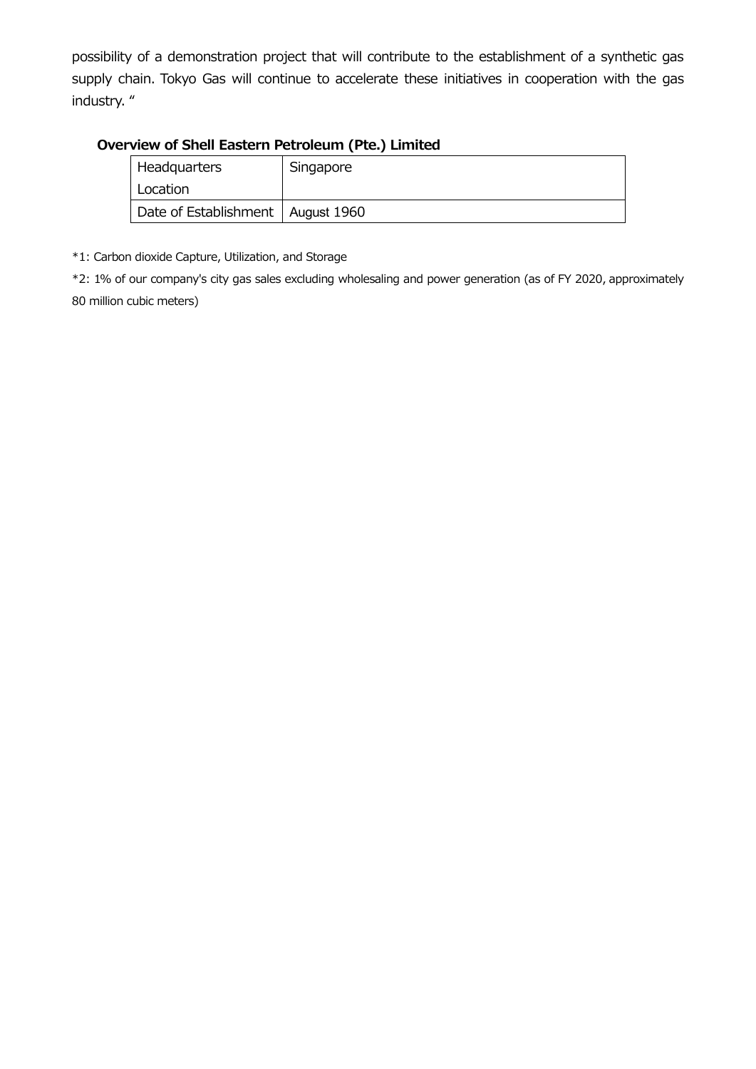possibility of a demonstration project that will contribute to the establishment of a synthetic gas supply chain. Tokyo Gas will continue to accelerate these initiatives in cooperation with the gas industry. "

**Overview of Shell Eastern Petroleum (Pte.) Limited**

| | |
|---|---|
| Headquarters Location | Singapore |
| Date of Establishment | August 1960 |

*1: Carbon dioxide Capture, Utilization, and Storage

*2: 1% of our company's city gas sales excluding wholesaling and power generation (as of FY 2020, approximately 80 million cubic meters)